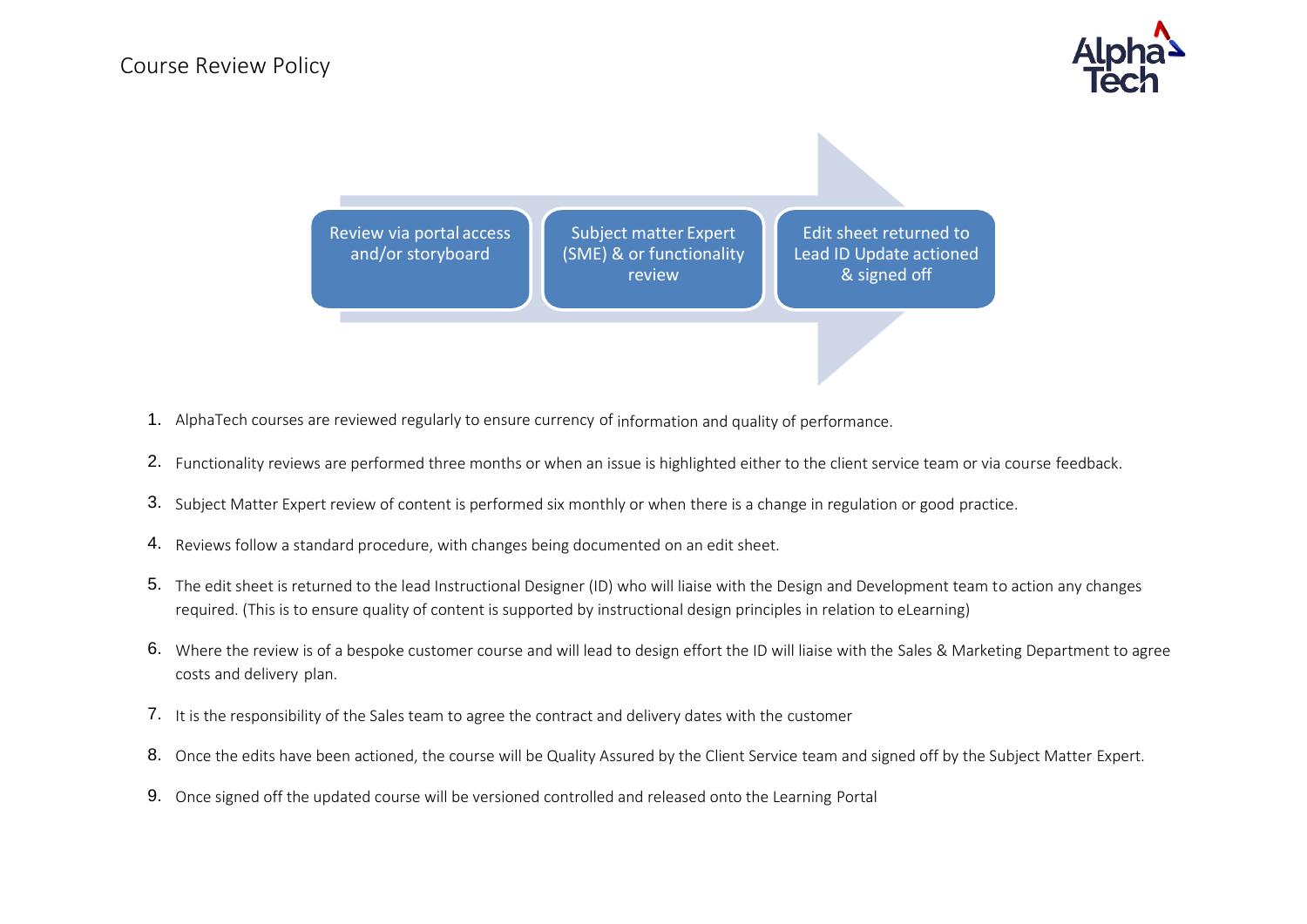# Course Review Policy

Review via portal access and/or storyboard → Subject matter Expert (SME) & or functionality review → Edit sheet returned to Lead ID Update actioned & signed off

1. AlphaTech courses are reviewed regularly to ensure currency of information and quality of performance.
2. Functionality reviews are performed three months or when an issue is highlighted either to the client service team or via course feedback.
3. Subject Matter Expert review of content is performed six monthly or when there is a change in regulation or good practice.
4. Reviews follow a standard procedure, with changes being documented on an edit sheet.
5. The edit sheet is returned to the lead Instructional Designer (ID) who will liaise with the Design and Development team to action any changes required. (This is to ensure quality of content is supported by instructional design principles in relation to eLearning)
6. Where the review is of a bespoke customer course and will lead to design effort the ID will liaise with the Sales & Marketing Department to agree costs and delivery plan.
7. It is the responsibility of the Sales team to agree the contract and delivery dates with the customer
8. Once the edits have been actioned, the course will be Quality Assured by the Client Service team and signed off by the Subject Matter Expert.
9. Once signed off the updated course will be versioned controlled and released onto the Learning Portal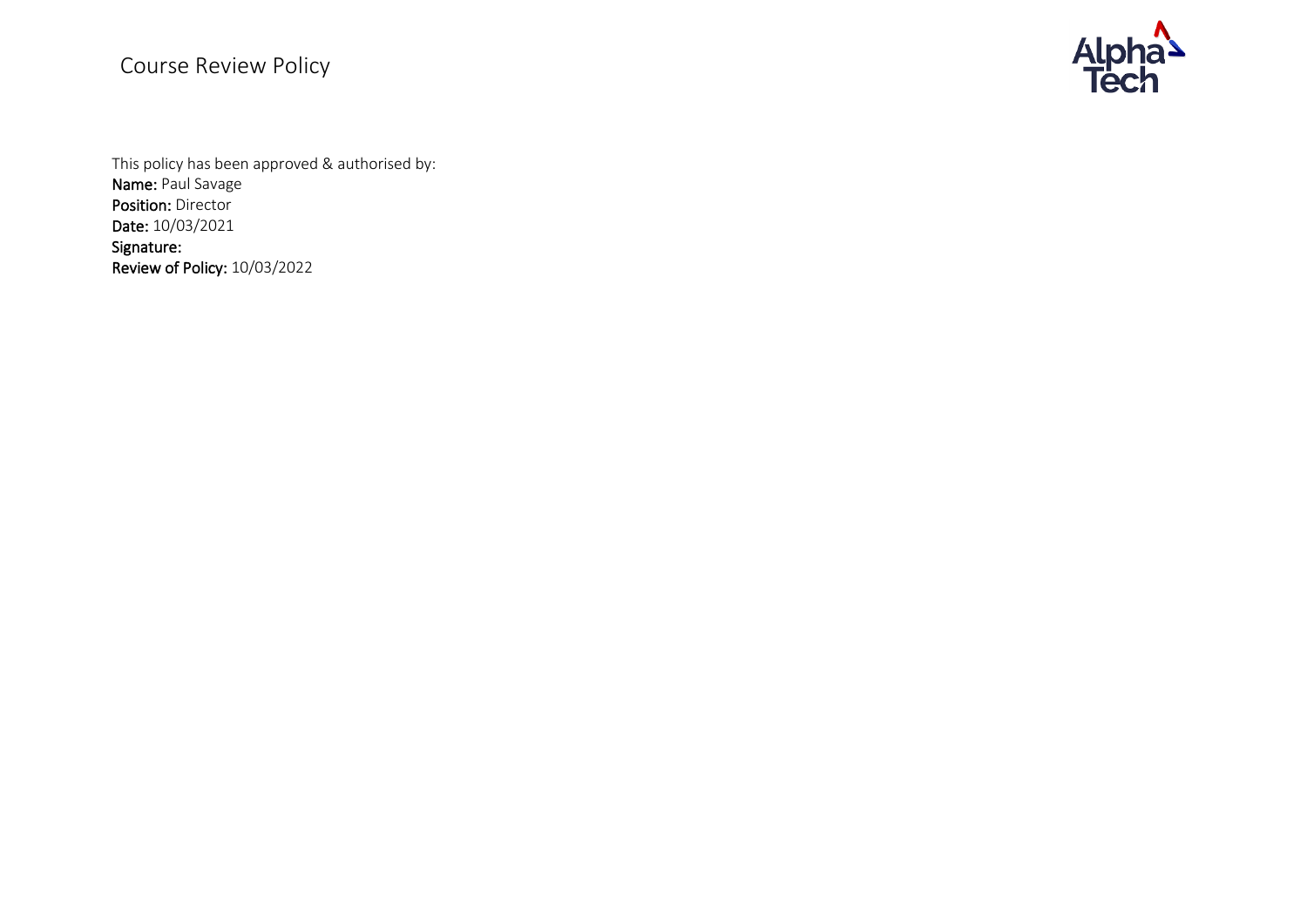This policy has been approved & authorised by:
**Name:** Paul Savage
**Position:** Director
**Date:** 10/03/2021
**Signature:**
**Review of Policy:** 10/03/2022